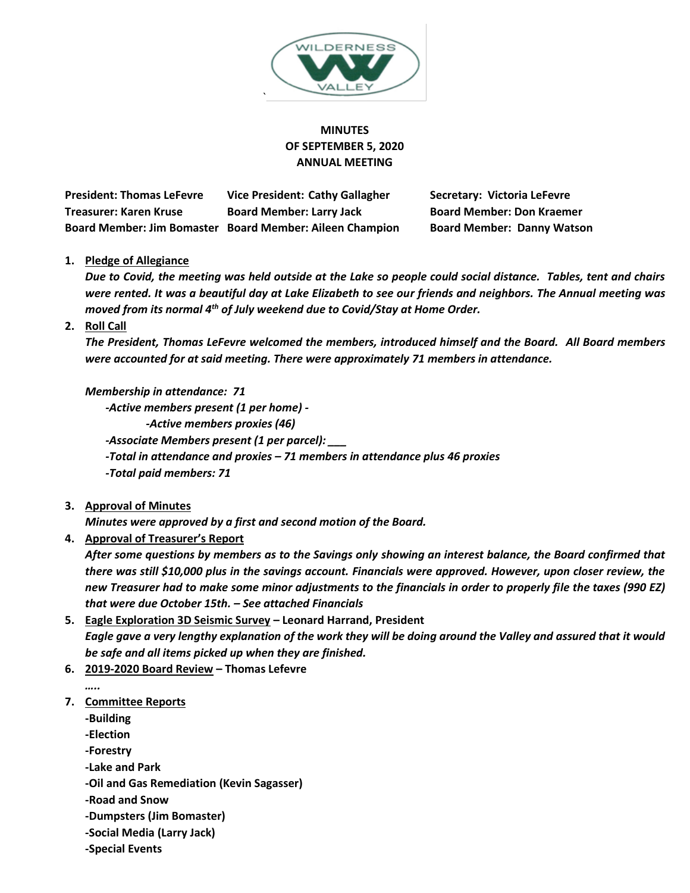**MINUTES**
**OF SEPTEMBER 5, 2020**
**ANNUAL MEETING**

| | | |
|---|---|---|
| **President: Thomas LeFevre** | **Vice President: Cathy Gallagher** | **Secretary: Victoria LeFevre** |
| **Treasurer: Karen Kruse** | **Board Member: Larry Jack** | **Board Member: Don Kraemer** |
| **Board Member: Jim Bomaster** | **Board Member: Aileen Champion** | **Board Member: Danny Watson** |

1. **Pledge of Allegiance**
   ***Due to Covid, the meeting was held outside at the Lake so people could social distance. Tables, tent and chairs were rented. It was a beautiful day at Lake Elizabeth to see our friends and neighbors. The Annual meeting was moved from its normal 4th of July weekend due to Covid/Stay at Home Order.***

2. **Roll Call**
   ***The President, Thomas LeFevre welcomed the members, introduced himself and the Board. All Board members were accounted for at said meeting. There were approximately 71 members in attendance.***

   ***Membership in attendance: 71***
   - ***-Active members present (1 per home) -***
     - ***-Active members proxies (46)***
   - ***-Associate Members present (1 per parcel): ___***
   - ***-Total in attendance and proxies – 71 members in attendance plus 46 proxies***
   - ***-Total paid members: 71***

3. **Approval of Minutes**
   ***Minutes were approved by a first and second motion of the Board.***

4. **Approval of Treasurer's Report**
   ***After some questions by members as to the Savings only showing an interest balance, the Board confirmed that there was still $10,000 plus in the savings account. Financials were approved. However, upon closer review, the new Treasurer had to make some minor adjustments to the financials in order to properly file the taxes (990 EZ) that were due October 15th. – See attached Financials***

5. **Eagle Exploration 3D Seismic Survey – Leonard Harrand, President**
   ***Eagle gave a very lengthy explanation of the work they will be doing around the Valley and assured that it would be safe and all items picked up when they are finished.***

6. **2019-2020 Board Review – Thomas Lefevre**
   ***…..***

7. **Committee Reports**
   - **-Building**
   - **-Election**
   - **-Forestry**
   - **-Lake and Park**
   - **-Oil and Gas Remediation (Kevin Sagasser)**
   - **-Road and Snow**
   - **-Dumpsters (Jim Bomaster)**
   - **-Social Media (Larry Jack)**
   - **-Special Events**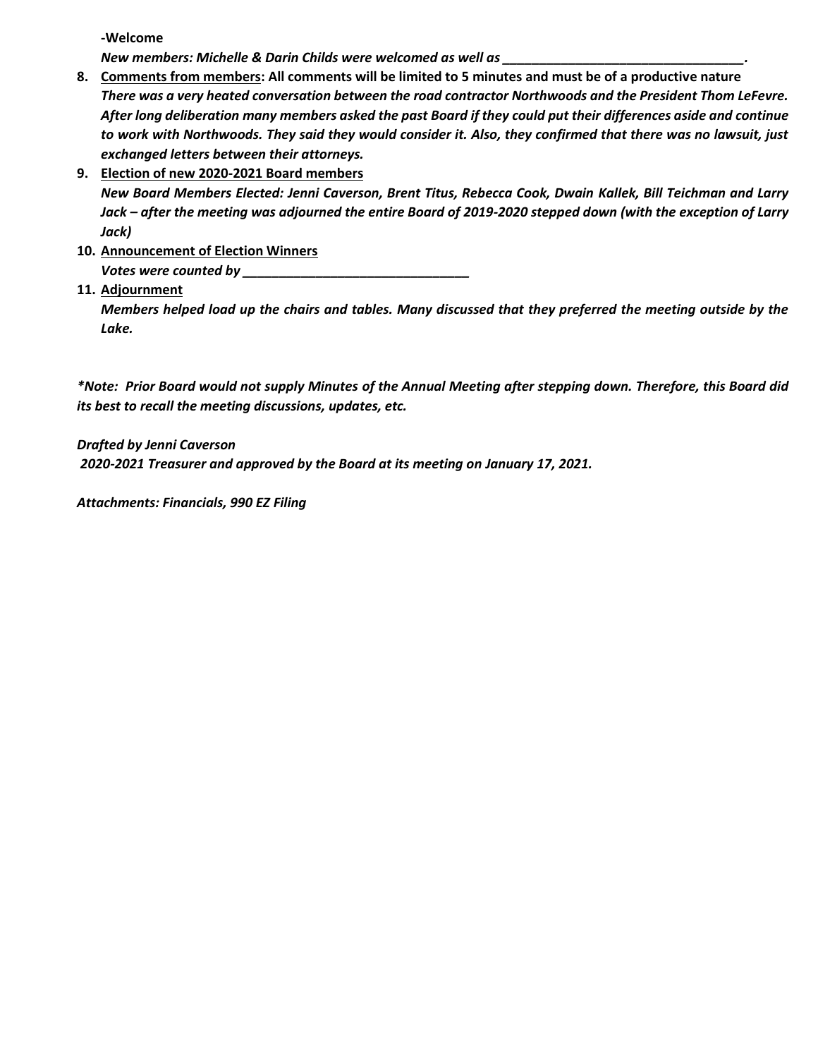**-Welcome**

***New members: Michelle & Darin Childs were welcomed as well as _________________________________.***

8. **Comments from members: All comments will be limited to 5 minutes and must be of a productive nature**
   ***There was a very heated conversation between the road contractor Northwoods and the President Thom LeFevre. After long deliberation many members asked the past Board if they could put their differences aside and continue to work with Northwoods. They said they would consider it. Also, they confirmed that there was no lawsuit, just exchanged letters between their attorneys.***
9. **Election of new 2020-2021 Board members**
   ***New Board Members Elected: Jenni Caverson, Brent Titus, Rebecca Cook, Dwain Kallek, Bill Teichman and Larry Jack – after the meeting was adjourned the entire Board of 2019-2020 stepped down (with the exception of Larry Jack)***
10. **Announcement of Election Winners**
    ***Votes were counted by _______________________________***
11. **Adjournment**
    ***Members helped load up the chairs and tables. Many discussed that they preferred the meeting outside by the Lake.***

***\*Note: Prior Board would not supply Minutes of the Annual Meeting after stepping down. Therefore, this Board did its best to recall the meeting discussions, updates, etc.***

***Drafted by Jenni Caverson***
***2020-2021 Treasurer and approved by the Board at its meeting on January 17, 2021.***

***Attachments: Financials, 990 EZ Filing***